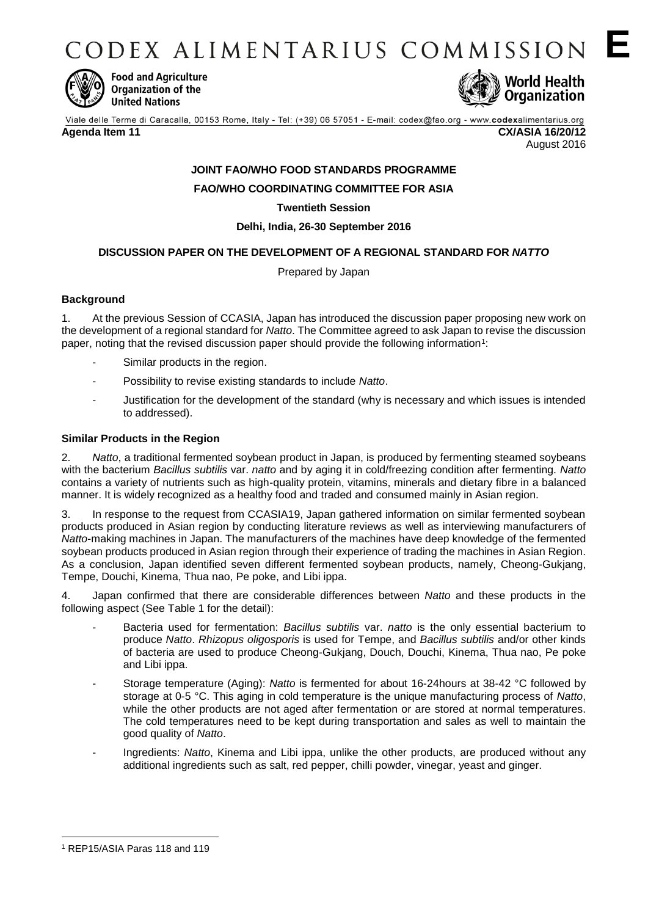# CODEX ALIMENTARIUS COMMISSION **E**

Food and Agriculture Organization of the United Nations

World Health Organization

Viale delle Terme di Caracalla, 00153 Rome, Italy - Tel: (+39) 06 57051 - E-mail: codex@fao.org - www.codexalimentarius.org

**Agenda Item 11** **CX/ASIA 16/20/12**

August 2016

**JOINT FAO/WHO FOOD STANDARDS PROGRAMME**

**FAO/WHO COORDINATING COMMITTEE FOR ASIA**

**Twentieth Session**

**Delhi, India, 26-30 September 2016**

**DISCUSSION PAPER ON THE DEVELOPMENT OF A REGIONAL STANDARD FOR *NATTO***

Prepared by Japan

### Background

1. At the previous Session of CCASIA, Japan has introduced the discussion paper proposing new work on the development of a regional standard for *Natto*. The Committee agreed to ask Japan to revise the discussion paper, noting that the revised discussion paper should provide the following information[1]:

- Similar products in the region.
- Possibility to revise existing standards to include *Natto*.
- Justification for the development of the standard (why is necessary and which issues is intended to addressed).

### Similar Products in the Region

2. *Natto*, a traditional fermented soybean product in Japan, is produced by fermenting steamed soybeans with the bacterium *Bacillus subtilis* var. *natto* and by aging it in cold/freezing condition after fermenting. *Natto* contains a variety of nutrients such as high-quality protein, vitamins, minerals and dietary fibre in a balanced manner. It is widely recognized as a healthy food and traded and consumed mainly in Asian region.

3. In response to the request from CCASIA19, Japan gathered information on similar fermented soybean products produced in Asian region by conducting literature reviews as well as interviewing manufacturers of *Natto*-making machines in Japan. The manufacturers of the machines have deep knowledge of the fermented soybean products produced in Asian region through their experience of trading the machines in Asian Region. As a conclusion, Japan identified seven different fermented soybean products, namely, Cheong-Gukjang, Tempe, Douchi, Kinema, Thua nao, Pe poke, and Libi ippa.

4. Japan confirmed that there are considerable differences between *Natto* and these products in the following aspect (See Table 1 for the detail):

- Bacteria used for fermentation: *Bacillus subtilis* var. *natto* is the only essential bacterium to produce *Natto*. *Rhizopus oligosporis* is used for Tempe, and *Bacillus subtilis* and/or other kinds of bacteria are used to produce Cheong-Gukjang, Douch, Douchi, Kinema, Thua nao, Pe poke and Libi ippa.
- Storage temperature (Aging): *Natto* is fermented for about 16-24hours at 38-42 °C followed by storage at 0-5 °C. This aging in cold temperature is the unique manufacturing process of *Natto*, while the other products are not aged after fermentation or are stored at normal temperatures. The cold temperatures need to be kept during transportation and sales as well to maintain the good quality of *Natto*.
- Ingredients: *Natto*, Kinema and Libi ippa, unlike the other products, are produced without any additional ingredients such as salt, red pepper, chilli powder, vinegar, yeast and ginger.

[1] REP15/ASIA Paras 118 and 119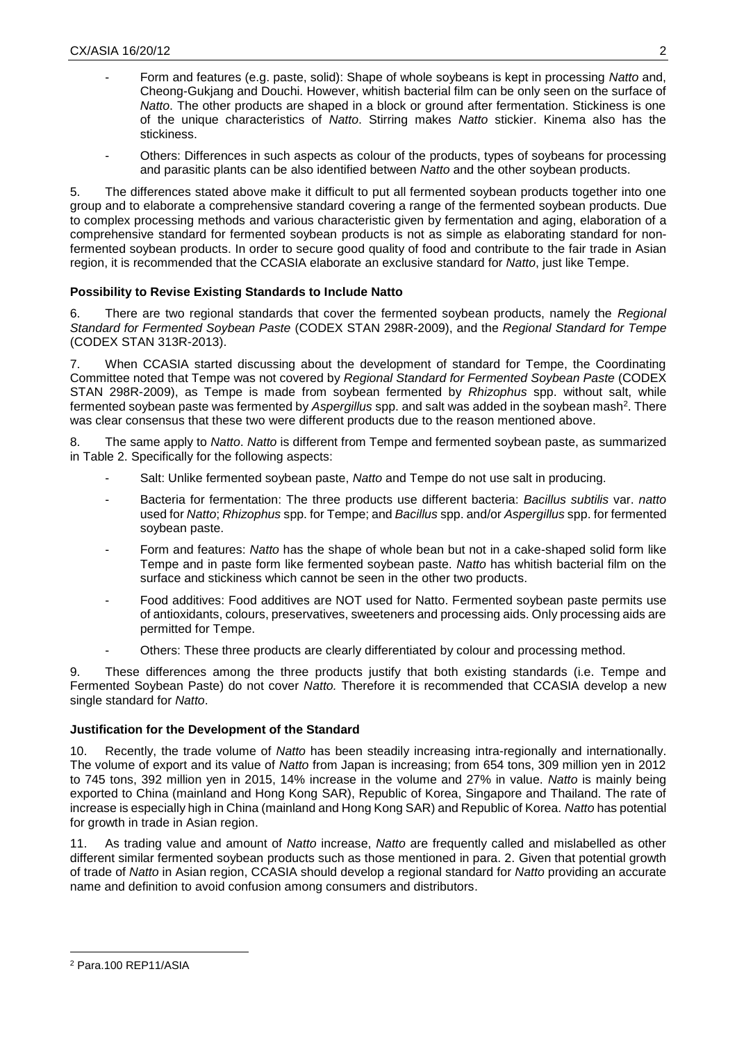- Form and features (e.g. paste, solid): Shape of whole soybeans is kept in processing *Natto* and, Cheong-Gukjang and Douchi. However, whitish bacterial film can be only seen on the surface of *Natto*. The other products are shaped in a block or ground after fermentation. Stickiness is one of the unique characteristics of *Natto*. Stirring makes *Natto* stickier. Kinema also has the stickiness.

- Others: Differences in such aspects as colour of the products, types of soybeans for processing and parasitic plants can be also identified between *Natto* and the other soybean products.

5. The differences stated above make it difficult to put all fermented soybean products together into one group and to elaborate a comprehensive standard covering a range of the fermented soybean products. Due to complex processing methods and various characteristic given by fermentation and aging, elaboration of a comprehensive standard for fermented soybean products is not as simple as elaborating standard for non-fermented soybean products. In order to secure good quality of food and contribute to the fair trade in Asian region, it is recommended that the CCASIA elaborate an exclusive standard for *Natto*, just like Tempe.

**Possibility to Revise Existing Standards to Include Natto**

6. There are two regional standards that cover the fermented soybean products, namely the *Regional Standard for Fermented Soybean Paste* (CODEX STAN 298R-2009), and the *Regional Standard for Tempe* (CODEX STAN 313R-2013).

7. When CCASIA started discussing about the development of standard for Tempe, the Coordinating Committee noted that Tempe was not covered by *Regional Standard for Fermented Soybean Paste* (CODEX STAN 298R-2009), as Tempe is made from soybean fermented by *Rhizophus* spp. without salt, while fermented soybean paste was fermented by *Aspergillus* spp. and salt was added in the soybean mash[2]. There was clear consensus that these two were different products due to the reason mentioned above.

8. The same apply to *Natto*. *Natto* is different from Tempe and fermented soybean paste, as summarized in Table 2. Specifically for the following aspects:

- Salt: Unlike fermented soybean paste, *Natto* and Tempe do not use salt in producing.

- Bacteria for fermentation: The three products use different bacteria: *Bacillus subtilis* var. *natto* used for *Natto*; *Rhizophus* spp. for Tempe; and *Bacillus* spp. and/or *Aspergillus* spp. for fermented soybean paste.

- Form and features: *Natto* has the shape of whole bean but not in a cake-shaped solid form like Tempe and in paste form like fermented soybean paste. *Natto* has whitish bacterial film on the surface and stickiness which cannot be seen in the other two products.

- Food additives: Food additives are NOT used for Natto. Fermented soybean paste permits use of antioxidants, colours, preservatives, sweeteners and processing aids. Only processing aids are permitted for Tempe.

- Others: These three products are clearly differentiated by colour and processing method.

9. These differences among the three products justify that both existing standards (i.e. Tempe and Fermented Soybean Paste) do not cover *Natto.* Therefore it is recommended that CCASIA develop a new single standard for *Natto*.

**Justification for the Development of the Standard**

10. Recently, the trade volume of *Natto* has been steadily increasing intra-regionally and internationally. The volume of export and its value of *Natto* from Japan is increasing; from 654 tons, 309 million yen in 2012 to 745 tons, 392 million yen in 2015, 14% increase in the volume and 27% in value. *Natto* is mainly being exported to China (mainland and Hong Kong SAR), Republic of Korea, Singapore and Thailand. The rate of increase is especially high in China (mainland and Hong Kong SAR) and Republic of Korea. *Natto* has potential for growth in trade in Asian region.

11. As trading value and amount of *Natto* increase, *Natto* are frequently called and mislabelled as other different similar fermented soybean products such as those mentioned in para. 2. Given that potential growth of trade of *Natto* in Asian region, CCASIA should develop a regional standard for *Natto* providing an accurate name and definition to avoid confusion among consumers and distributors.

[2] Para.100 REP11/ASIA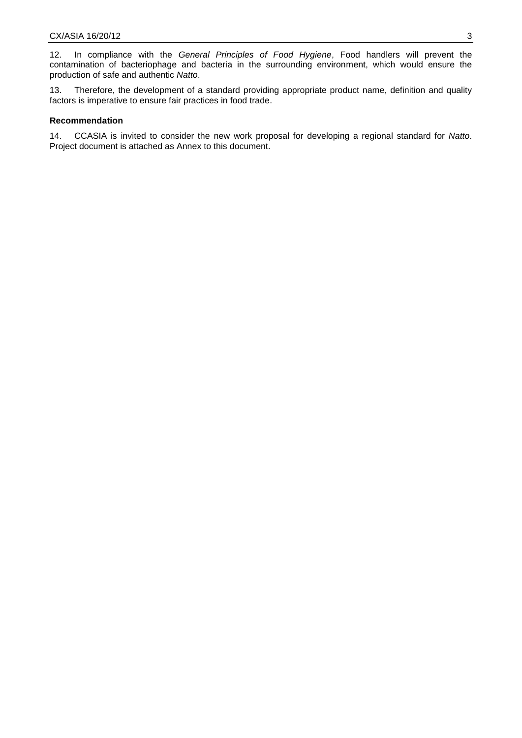12. In compliance with the *General Principles of Food Hygiene*, Food handlers will prevent the contamination of bacteriophage and bacteria in the surrounding environment, which would ensure the production of safe and authentic *Natto*.

13. Therefore, the development of a standard providing appropriate product name, definition and quality factors is imperative to ensure fair practices in food trade.

**Recommendation**

14. CCASIA is invited to consider the new work proposal for developing a regional standard for *Natto*. Project document is attached as Annex to this document.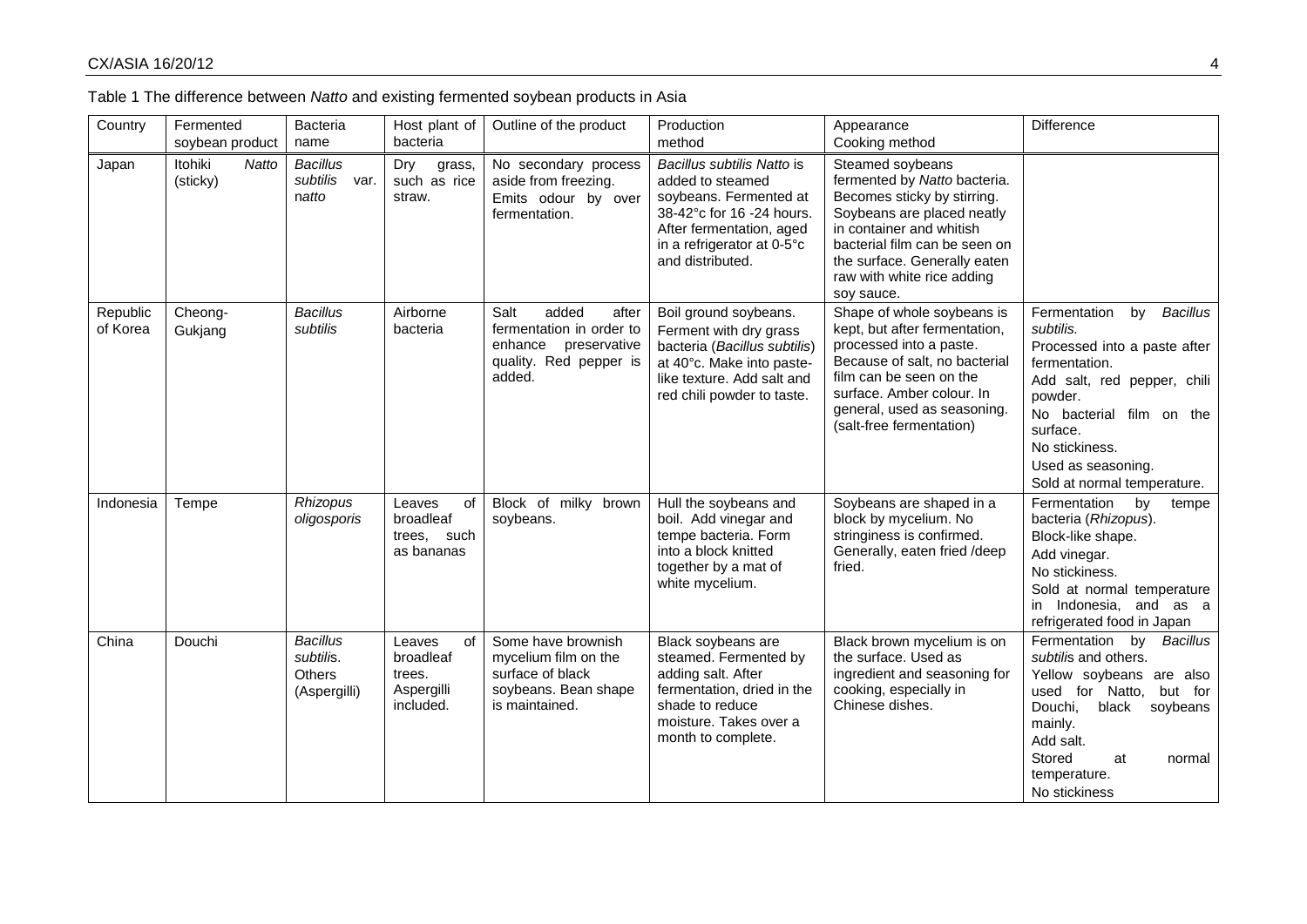Table 1 The difference between *Natto* and existing fermented soybean products in Asia

| Country | Fermented soybean product | Bacteria name | Host plant of bacteria | Outline of the product | Production method | Appearance Cooking method | Difference |
|---|---|---|---|---|---|---|---|
| Japan | Itohiki *Natto* (sticky) | *Bacillus subtilis* var. *natto* | Dry grass, such as rice straw. | No secondary process aside from freezing. Emits odour by over fermentation. | *Bacillus subtilis Natto* is added to steamed soybeans. Fermented at 38-42°c for 16 -24 hours. After fermentation, aged in a refrigerator at 0-5°c and distributed. | Steamed soybeans fermented by *Natto* bacteria. Becomes sticky by stirring. Soybeans are placed neatly in container and whitish bacterial film can be seen on the surface. Generally eaten raw with white rice adding soy sauce. | |
| Republic of Korea | Cheong-Gukjang | *Bacillus subtilis* | Airborne bacteria | Salt added after fermentation in order to enhance preservative quality. Red pepper is added. | Boil ground soybeans. Ferment with dry grass bacteria (*Bacillus subtilis*) at 40°c. Make into paste-like texture. Add salt and red chili powder to taste. | Shape of whole soybeans is kept, but after fermentation, processed into a paste. Because of salt, no bacterial film can be seen on the surface. Amber colour. In general, used as seasoning. (salt-free fermentation) | Fermentation by *Bacillus subtilis.*<br>Processed into a paste after fermentation.<br>Add salt, red pepper, chili powder.<br>No bacterial film on the surface.<br>No stickiness.<br>Used as seasoning.<br>Sold at normal temperature. |
| Indonesia | Tempe | *Rhizopus oligosporis* | Leaves of broadleaf trees, such as bananas | Block of milky brown soybeans. | Hull the soybeans and boil. Add vinegar and tempe bacteria. Form into a block knitted together by a mat of white mycelium. | Soybeans are shaped in a block by mycelium. No stringiness is confirmed. Generally, eaten fried /deep fried. | Fermentation by tempe bacteria (*Rhizopus*).<br>Block-like shape.<br>Add vinegar.<br>No stickiness.<br>Sold at normal temperature in Indonesia, and as a refrigerated food in Japan |
| China | Douchi | *Bacillus subtilis*. *Others* (Aspergilli) | Leaves of broadleaf trees. Aspergilli included. | Some have brownish mycelium film on the surface of black soybeans. Bean shape is maintained. | Black soybeans are steamed. Fermented by adding salt. After fermentation, dried in the shade to reduce moisture. Takes over a month to complete. | Black brown mycelium is on the surface. Used as ingredient and seasoning for cooking, especially in Chinese dishes. | Fermentation by *Bacillus subtilis* and others.<br>Yellow soybeans are also used for Natto, but for Douchi, black soybeans mainly.<br>Add salt.<br>Stored at normal temperature.<br>No stickiness |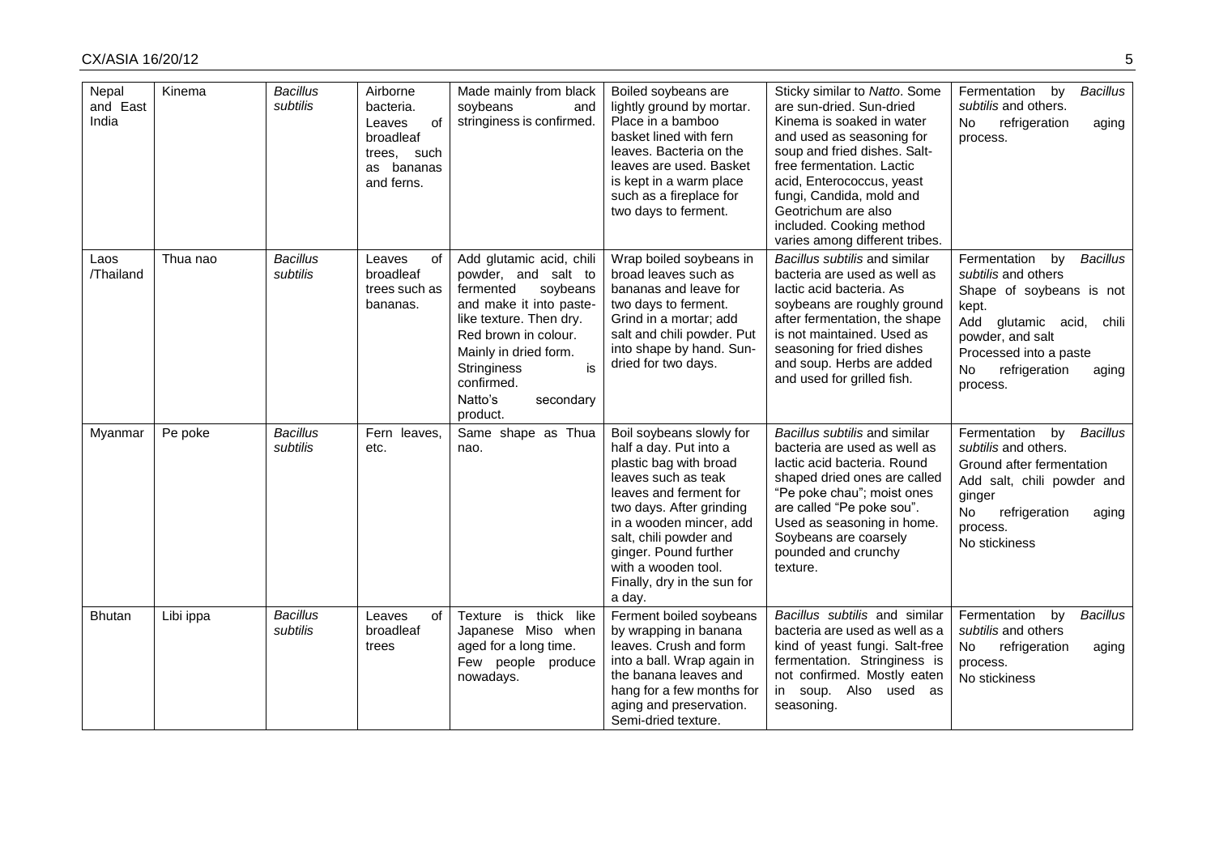| Nepal and East India | Kinema | *Bacillus subtilis* | Airborne bacteria. Leaves of broadleaf trees, such as bananas and ferns. | Made mainly from black soybeans and stringiness is confirmed. | Boiled soybeans are lightly ground by mortar. Place in a bamboo basket lined with fern leaves. Bacteria on the leaves are used. Basket is kept in a warm place such as a fireplace for two days to ferment. | Sticky similar to *Natto*. Some are sun-dried. Sun-dried Kinema is soaked in water and used as seasoning for soup and fried dishes. Salt-free fermentation. Lactic acid, Enterococcus, yeast fungi, Candida, mold and Geotrichum are also included. Cooking method varies among different tribes. | Fermentation by *Bacillus subtilis* and others.<br>No refrigeration aging process. |
|---|---|---|---|---|---|---|---|
| Laos /Thailand | Thua nao | *Bacillus subtilis* | Leaves of broadleaf trees such as bananas. | Add glutamic acid, chili powder, and salt to fermented soybeans and make it into paste-like texture. Then dry. Red brown in colour. Mainly in dried form. Stringiness is confirmed.<br>Natto's secondary product. | Wrap boiled soybeans in broad leaves such as bananas and leave for two days to ferment. Grind in a mortar; add salt and chili powder. Put into shape by hand. Sun-dried for two days. | *Bacillus subtilis* and similar bacteria are used as well as lactic acid bacteria. As soybeans are roughly ground after fermentation, the shape is not maintained. Used as seasoning for fried dishes and soup. Herbs are added and used for grilled fish. | Fermentation by *Bacillus subtilis* and others<br>Shape of soybeans is not kept.<br>Add glutamic acid, chili powder, and salt<br>Processed into a paste<br>No refrigeration aging process. |
| Myanmar | Pe poke | *Bacillus subtilis* | Fern leaves, etc. | Same shape as Thua nao. | Boil soybeans slowly for half a day. Put into a plastic bag with broad leaves such as teak leaves and ferment for two days. After grinding in a wooden mincer, add salt, chili powder and ginger. Pound further with a wooden tool. Finally, dry in the sun for a day. | *Bacillus subtilis* and similar bacteria are used as well as lactic acid bacteria. Round shaped dried ones are called "Pe poke chau"; moist ones are called "Pe poke sou". Used as seasoning in home. Soybeans are coarsely pounded and crunchy texture. | Fermentation by *Bacillus subtilis* and others.<br>Ground after fermentation<br>Add salt, chili powder and ginger<br>No refrigeration aging process.<br>No stickiness |
| Bhutan | Libi ippa | *Bacillus subtilis* | Leaves of broadleaf trees | Texture is thick like Japanese Miso when aged for a long time. Few people produce nowadays. | Ferment boiled soybeans by wrapping in banana leaves. Crush and form into a ball. Wrap again in the banana leaves and hang for a few months for aging and preservation. Semi-dried texture. | *Bacillus subtilis* and similar bacteria are used as well as a kind of yeast fungi. Salt-free fermentation. Stringiness is not confirmed. Mostly eaten in soup. Also used as seasoning. | Fermentation by *Bacillus subtilis* and others<br>No refrigeration aging process.<br>No stickiness |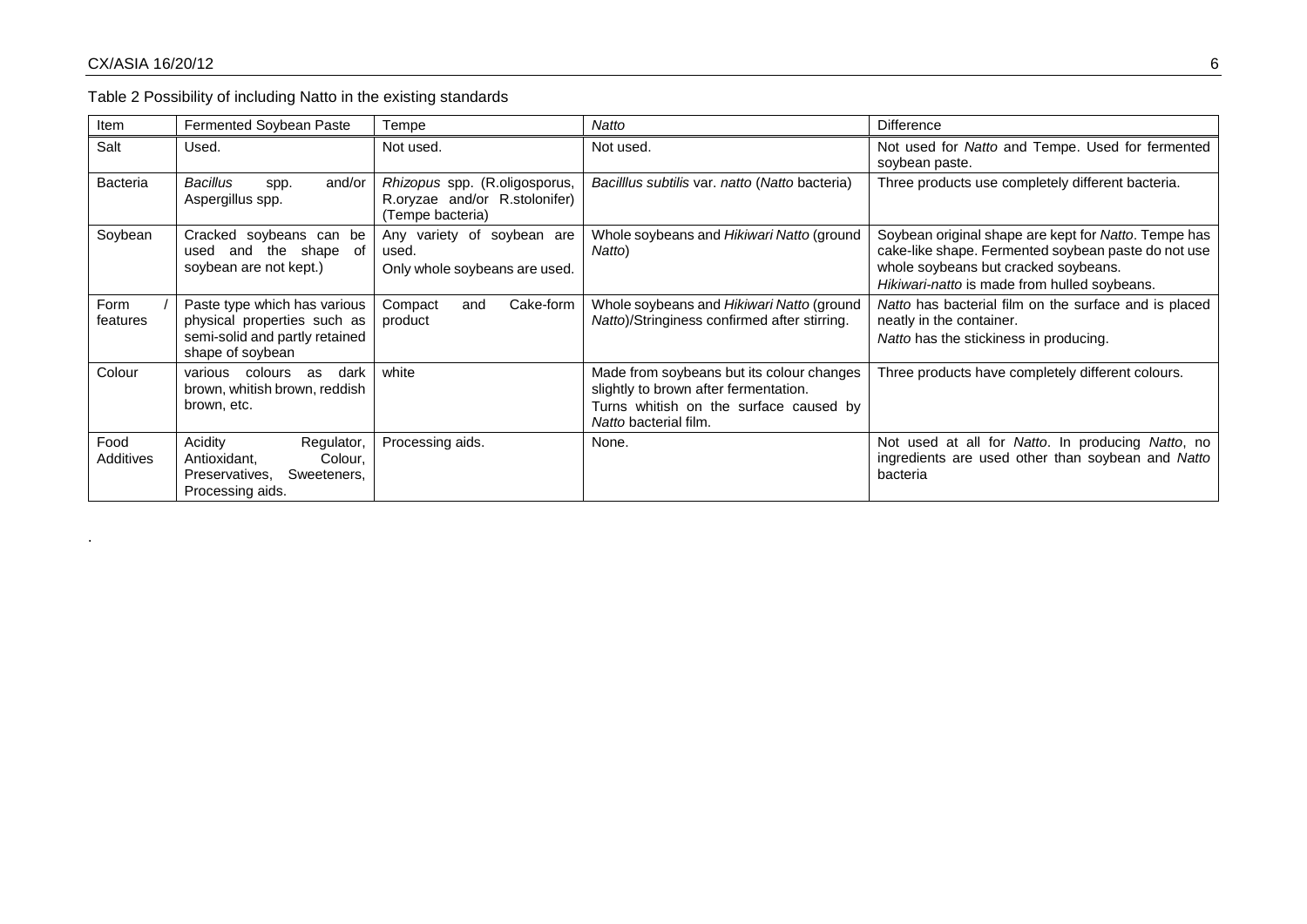Table 2 Possibility of including Natto in the existing standards

| Item | Fermented Soybean Paste | Tempe | *Natto* | Difference |
|---|---|---|---|---|
| Salt | Used. | Not used. | Not used. | Not used for *Natto* and Tempe. Used for fermented soybean paste. |
| Bacteria | *Bacillus* spp. and/or Aspergillus spp. | *Rhizopus* spp. (R.oligosporus, R.oryzae and/or R.stolonifer) (Tempe bacteria) | *Bacilllus subtilis* var. *natto* (*Natto* bacteria) | Three products use completely different bacteria. |
| Soybean | Cracked soybeans can be used and the shape of soybean are not kept.) | Any variety of soybean are used.<br>Only whole soybeans are used. | Whole soybeans and *Hikiwari Natto* (ground *Natto*) | Soybean original shape are kept for *Natto*. Tempe has cake-like shape. Fermented soybean paste do not use whole soybeans but cracked soybeans.<br>*Hikiwari-natto* is made from hulled soybeans. |
| Form / features | Paste type which has various physical properties such as semi-solid and partly retained shape of soybean | Compact and Cake-form product | Whole soybeans and *Hikiwari Natto* (ground *Natto*)/Stringiness confirmed after stirring. | *Natto* has bacterial film on the surface and is placed neatly in the container.<br>*Natto* has the stickiness in producing. |
| Colour | various colours as dark brown, whitish brown, reddish brown, etc. | white | Made from soybeans but its colour changes slightly to brown after fermentation.<br>Turns whitish on the surface caused by *Natto* bacterial film. | Three products have completely different colours. |
| Food Additives | Acidity Regulator, Antioxidant, Colour, Preservatives, Sweeteners, Processing aids. | Processing aids. | None. | Not used at all for *Natto*. In producing *Natto*, no ingredients are used other than soybean and *Natto* bacteria |

.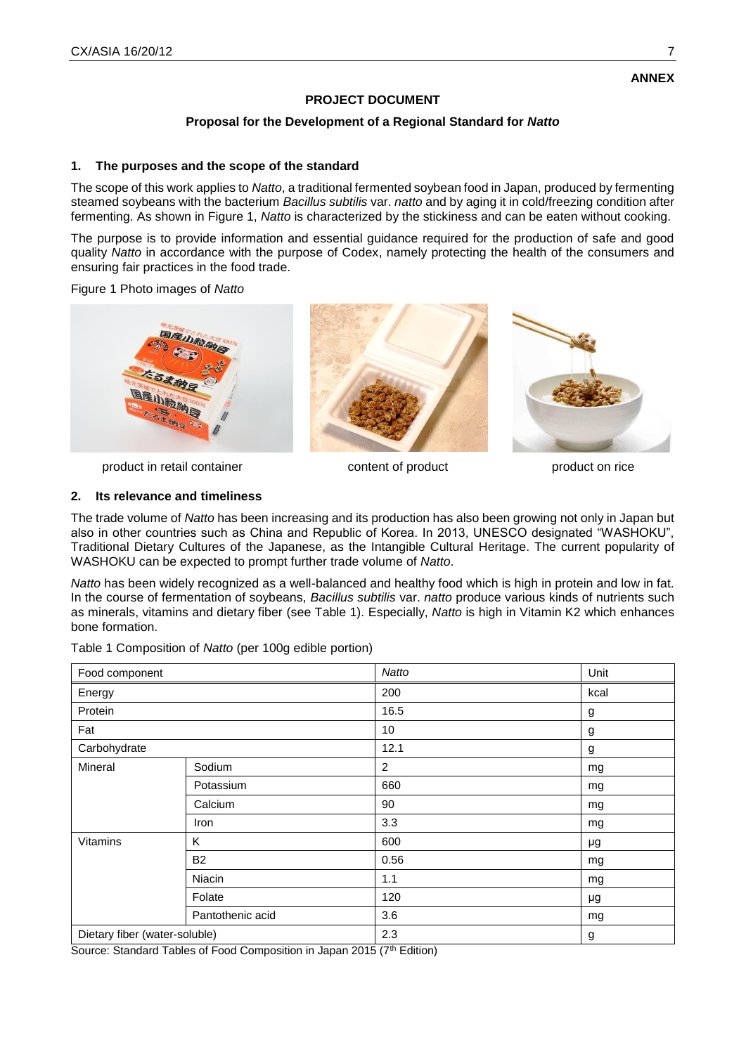**ANNEX**

**PROJECT DOCUMENT**

**Proposal for the Development of a Regional Standard for *Natto***

## 1. The purposes and the scope of the standard

The scope of this work applies to *Natto*, a traditional fermented soybean food in Japan, produced by fermenting steamed soybeans with the bacterium *Bacillus subtilis* var. *natto* and by aging it in cold/freezing condition after fermenting. As shown in Figure 1, *Natto* is characterized by the stickiness and can be eaten without cooking.

The purpose is to provide information and essential guidance required for the production of safe and good quality *Natto* in accordance with the purpose of Codex, namely protecting the health of the consumers and ensuring fair practices in the food trade.

Figure 1 Photo images of *Natto*

product in retail container | content of product | product on rice

## 2. Its relevance and timeliness

The trade volume of *Natto* has been increasing and its production has also been growing not only in Japan but also in other countries such as China and Republic of Korea. In 2013, UNESCO designated "WASHOKU", Traditional Dietary Cultures of the Japanese, as the Intangible Cultural Heritage. The current popularity of WASHOKU can be expected to prompt further trade volume of *Natto*.

*Natto* has been widely recognized as a well-balanced and healthy food which is high in protein and low in fat. In the course of fermentation of soybeans, *Bacillus subtilis* var. *natto* produce various kinds of nutrients such as minerals, vitamins and dietary fiber (see Table 1). Especially, *Natto* is high in Vitamin K2 which enhances bone formation.

Table 1 Composition of *Natto* (per 100g edible portion)

| Food component | | *Natto* | Unit |
|---|---|---|---|
| Energy | | 200 | kcal |
| Protein | | 16.5 | g |
| Fat | | 10 | g |
| Carbohydrate | | 12.1 | g |
| Mineral | Sodium | 2 | mg |
| | Potassium | 660 | mg |
| | Calcium | 90 | mg |
| | Iron | 3.3 | mg |
| Vitamins | K | 600 | μg |
| | B2 | 0.56 | mg |
| | Niacin | 1.1 | mg |
| | Folate | 120 | μg |
| | Pantothenic acid | 3.6 | mg |
| Dietary fiber (water-soluble) | | 2.3 | g |

Source: Standard Tables of Food Composition in Japan 2015 (7th Edition)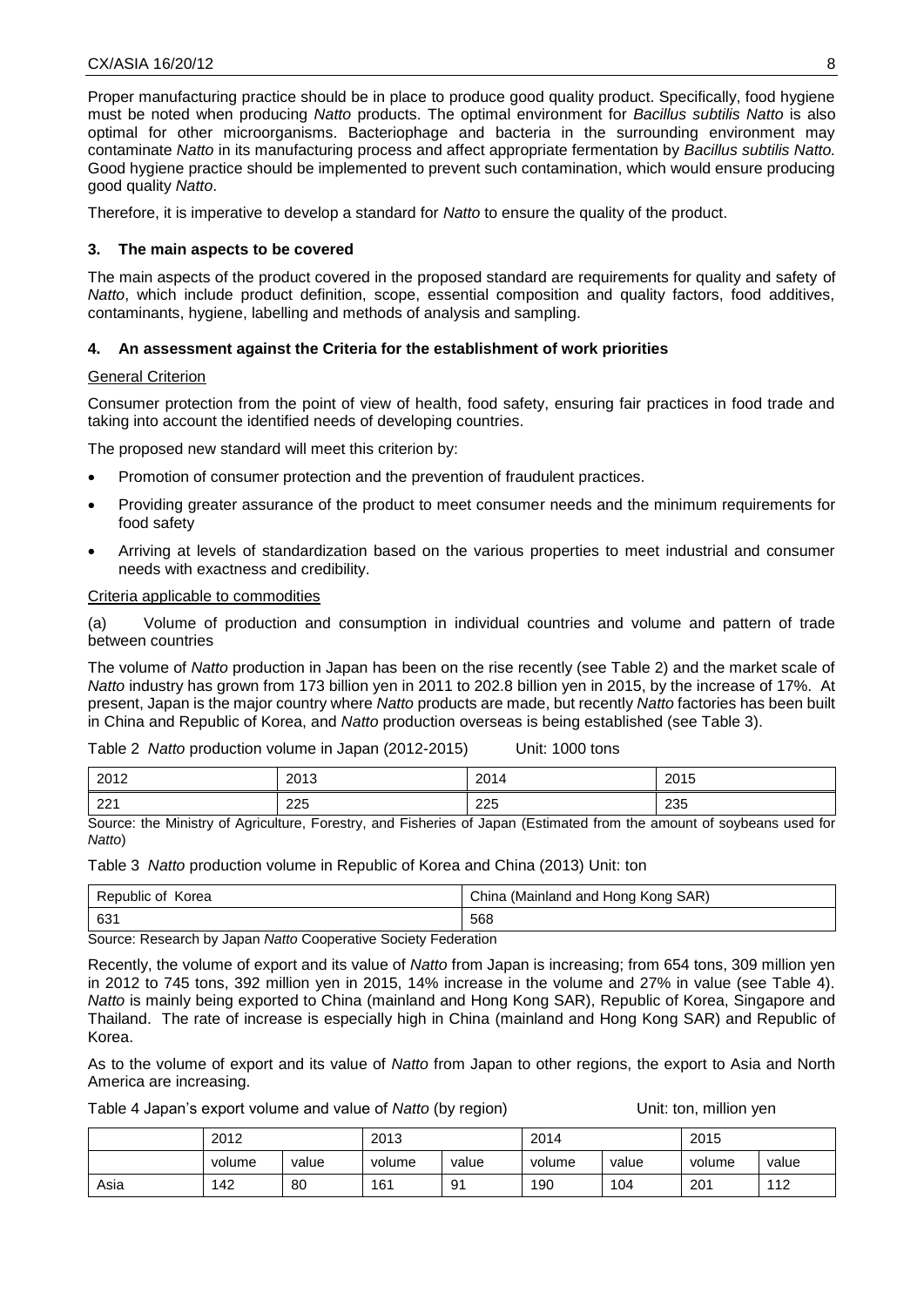Proper manufacturing practice should be in place to produce good quality product. Specifically, food hygiene must be noted when producing *Natto* products. The optimal environment for *Bacillus subtilis Natto* is also optimal for other microorganisms. Bacteriophage and bacteria in the surrounding environment may contaminate *Natto* in its manufacturing process and affect appropriate fermentation by *Bacillus subtilis Natto.* Good hygiene practice should be implemented to prevent such contamination, which would ensure producing good quality *Natto*.

Therefore, it is imperative to develop a standard for *Natto* to ensure the quality of the product.

### 3. The main aspects to be covered

The main aspects of the product covered in the proposed standard are requirements for quality and safety of *Natto*, which include product definition, scope, essential composition and quality factors, food additives, contaminants, hygiene, labelling and methods of analysis and sampling.

### 4. An assessment against the Criteria for the establishment of work priorities

General Criterion

Consumer protection from the point of view of health, food safety, ensuring fair practices in food trade and taking into account the identified needs of developing countries.

The proposed new standard will meet this criterion by:

- Promotion of consumer protection and the prevention of fraudulent practices.
- Providing greater assurance of the product to meet consumer needs and the minimum requirements for food safety
- Arriving at levels of standardization based on the various properties to meet industrial and consumer needs with exactness and credibility.

Criteria applicable to commodities

(a) Volume of production and consumption in individual countries and volume and pattern of trade between countries

The volume of *Natto* production in Japan has been on the rise recently (see Table 2) and the market scale of *Natto* industry has grown from 173 billion yen in 2011 to 202.8 billion yen in 2015, by the increase of 17%. At present, Japan is the major country where *Natto* products are made, but recently *Natto* factories has been built in China and Republic of Korea, and *Natto* production overseas is being established (see Table 3).

Table 2 *Natto* production volume in Japan (2012-2015) Unit: 1000 tons

| 2012 | 2013 | 2014 | 2015 |
|---|---|---|---|
| 221 | 225 | 225 | 235 |

Source: the Ministry of Agriculture, Forestry, and Fisheries of Japan (Estimated from the amount of soybeans used for *Natto*)

Table 3 *Natto* production volume in Republic of Korea and China (2013) Unit: ton

| Republic of Korea | China (Mainland and Hong Kong SAR) |
|---|---|
| 631 | 568 |

Source: Research by Japan *Natto* Cooperative Society Federation

Recently, the volume of export and its value of *Natto* from Japan is increasing; from 654 tons, 309 million yen in 2012 to 745 tons, 392 million yen in 2015, 14% increase in the volume and 27% in value (see Table 4). *Natto* is mainly being exported to China (mainland and Hong Kong SAR), Republic of Korea, Singapore and Thailand. The rate of increase is especially high in China (mainland and Hong Kong SAR) and Republic of Korea.

As to the volume of export and its value of *Natto* from Japan to other regions, the export to Asia and North America are increasing.

Table 4 Japan's export volume and value of *Natto* (by region) Unit: ton, million yen

| | 2012 | | 2013 | | 2014 | | 2015 | |
|---|---|---|---|---|---|---|---|---|
| | volume | value | volume | value | volume | value | volume | value |
| Asia | 142 | 80 | 161 | 91 | 190 | 104 | 201 | 112 |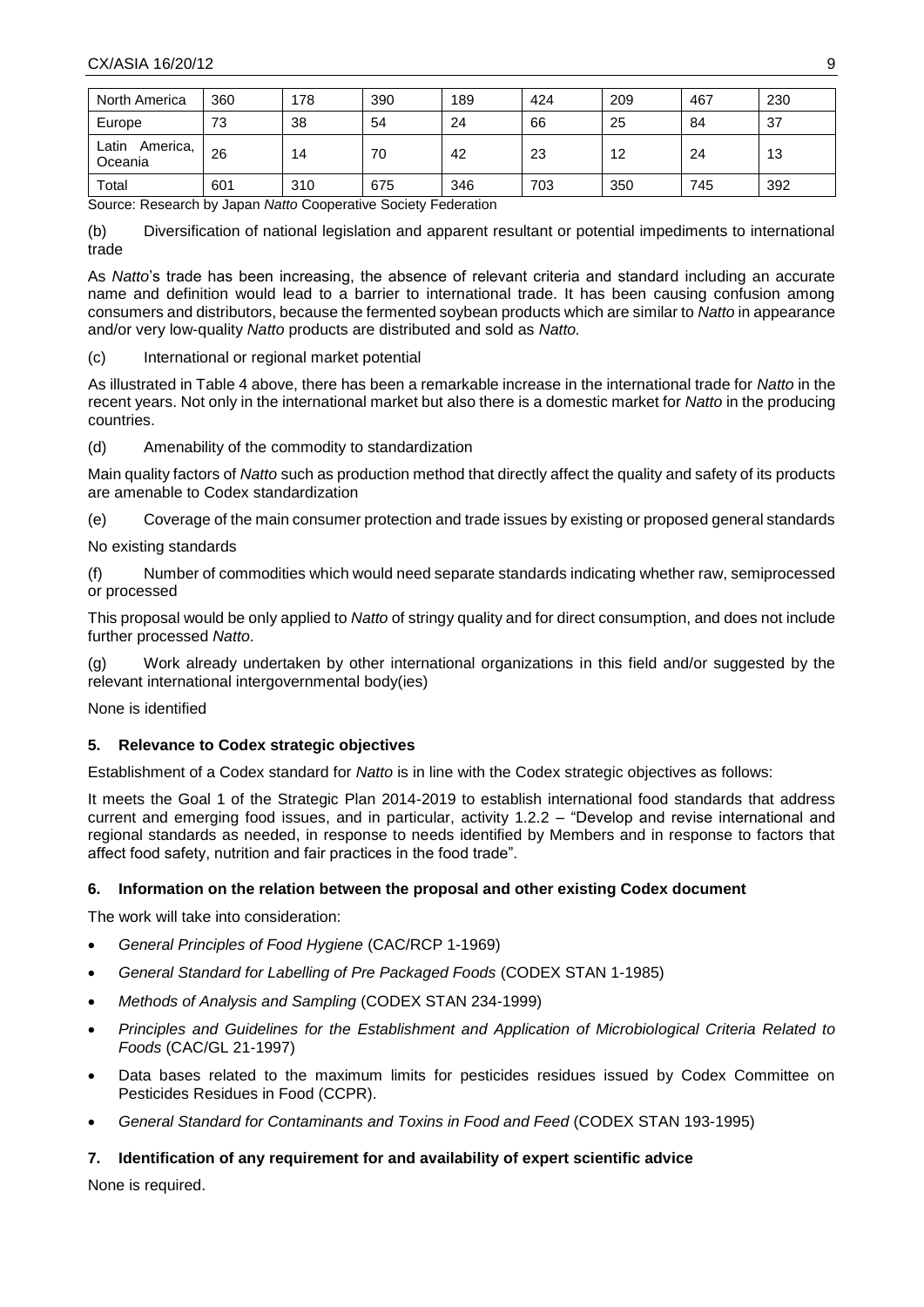| North America | 360 | 178 | 390 | 189 | 424 | 209 | 467 | 230 |
|---|---|---|---|---|---|---|---|---|
| Europe | 73 | 38 | 54 | 24 | 66 | 25 | 84 | 37 |
| Latin America, Oceania | 26 | 14 | 70 | 42 | 23 | 12 | 24 | 13 |
| Total | 601 | 310 | 675 | 346 | 703 | 350 | 745 | 392 |

Source: Research by Japan *Natto* Cooperative Society Federation

(b) Diversification of national legislation and apparent resultant or potential impediments to international trade

As *Natto*'s trade has been increasing, the absence of relevant criteria and standard including an accurate name and definition would lead to a barrier to international trade. It has been causing confusion among consumers and distributors, because the fermented soybean products which are similar to *Natto* in appearance and/or very low-quality *Natto* products are distributed and sold as *Natto.*

(c) International or regional market potential

As illustrated in Table 4 above, there has been a remarkable increase in the international trade for *Natto* in the recent years. Not only in the international market but also there is a domestic market for *Natto* in the producing countries.

(d) Amenability of the commodity to standardization

Main quality factors of *Natto* such as production method that directly affect the quality and safety of its products are amenable to Codex standardization

(e) Coverage of the main consumer protection and trade issues by existing or proposed general standards

No existing standards

(f) Number of commodities which would need separate standards indicating whether raw, semiprocessed or processed

This proposal would be only applied to *Natto* of stringy quality and for direct consumption, and does not include further processed *Natto*.

(g) Work already undertaken by other international organizations in this field and/or suggested by the relevant international intergovernmental body(ies)

None is identified

### 5. Relevance to Codex strategic objectives

Establishment of a Codex standard for *Natto* is in line with the Codex strategic objectives as follows:

It meets the Goal 1 of the Strategic Plan 2014-2019 to establish international food standards that address current and emerging food issues, and in particular, activity 1.2.2 – "Develop and revise international and regional standards as needed, in response to needs identified by Members and in response to factors that affect food safety, nutrition and fair practices in the food trade".

### 6. Information on the relation between the proposal and other existing Codex document

The work will take into consideration:

- *General Principles of Food Hygiene* (CAC/RCP 1-1969)
- *General Standard for Labelling of Pre Packaged Foods* (CODEX STAN 1-1985)
- *Methods of Analysis and Sampling* (CODEX STAN 234-1999)
- *Principles and Guidelines for the Establishment and Application of Microbiological Criteria Related to Foods* (CAC/GL 21-1997)
- Data bases related to the maximum limits for pesticides residues issued by Codex Committee on Pesticides Residues in Food (CCPR).
- *General Standard for Contaminants and Toxins in Food and Feed* (CODEX STAN 193-1995)

### 7. Identification of any requirement for and availability of expert scientific advice

None is required.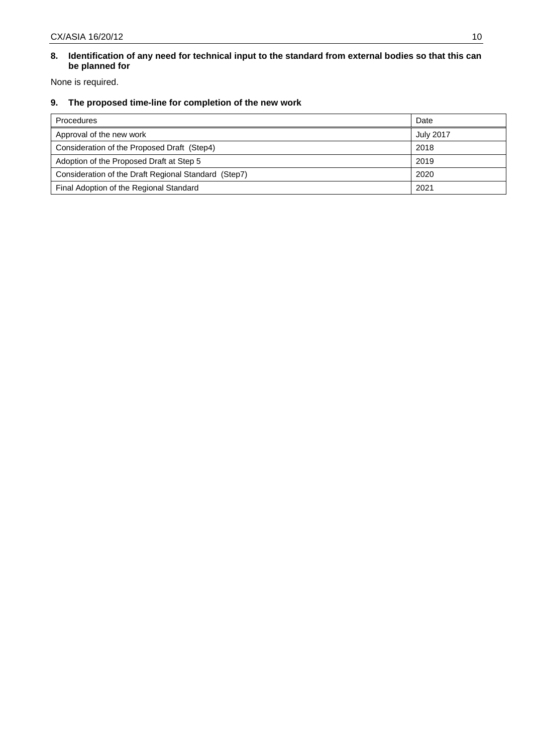**8. Identification of any need for technical input to the standard from external bodies so that this can be planned for**

None is required.

**9. The proposed time-line for completion of the new work**

| Procedures | Date |
|---|---|
| Approval of the new work | July 2017 |
| Consideration of the Proposed Draft (Step4) | 2018 |
| Adoption of the Proposed Draft at Step 5 | 2019 |
| Consideration of the Draft Regional Standard (Step7) | 2020 |
| Final Adoption of the Regional Standard | 2021 |